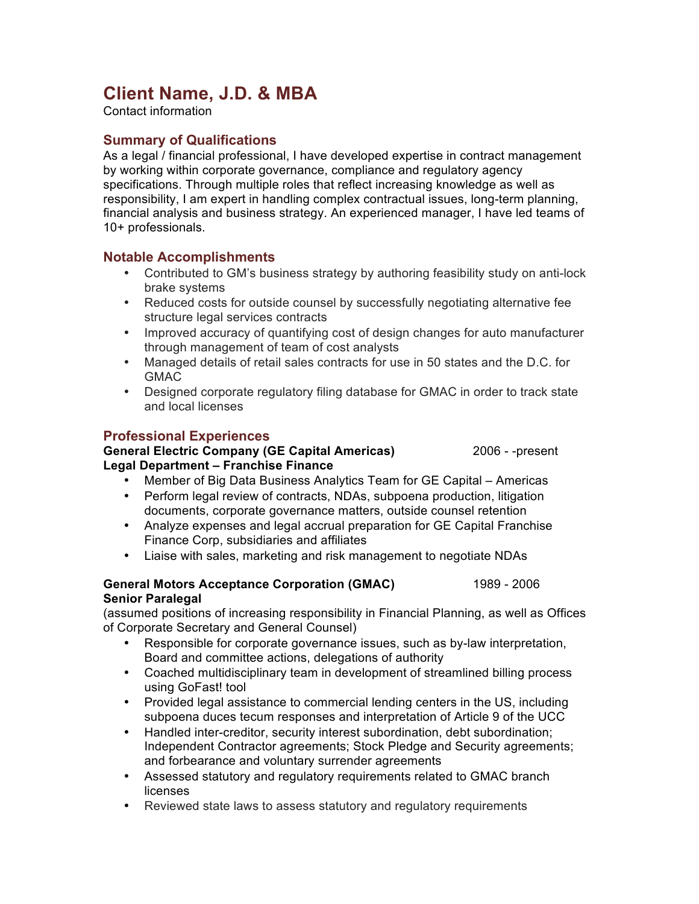# Client Name, J.D. & MBA

Contact information

## Summary of Qualifications

As a legal / financial professional, I have developed expertise in contract management by working within corporate governance, compliance and regulatory agency specifications. Through multiple roles that reflect increasing knowledge as well as responsibility, I am expert in handling complex contractual issues, long-term planning, financial analysis and business strategy. An experienced manager, I have led teams of 10+ professionals.

## Notable Accomplishments

- Contributed to GM's business strategy by authoring feasibility study on anti-lock brake systems
- Reduced costs for outside counsel by successfully negotiating alternative fee structure legal services contracts
- Improved accuracy of quantifying cost of design changes for auto manufacturer through management of team of cost analysts
- Managed details of retail sales contracts for use in 50 states and the D.C. for GMAC
- Designed corporate regulatory filing database for GMAC in order to track state and local licenses

## Professional Experiences

**General Electric Company (GE Capital Americas)** 2006 - -present
**Legal Department – Franchise Finance**

- Member of Big Data Business Analytics Team for GE Capital – Americas
- Perform legal review of contracts, NDAs, subpoena production, litigation documents, corporate governance matters, outside counsel retention
- Analyze expenses and legal accrual preparation for GE Capital Franchise Finance Corp, subsidiaries and affiliates
- Liaise with sales, marketing and risk management to negotiate NDAs

**General Motors Acceptance Corporation (GMAC)** 1989 - 2006
**Senior Paralegal**

(assumed positions of increasing responsibility in Financial Planning, as well as Offices of Corporate Secretary and General Counsel)

- Responsible for corporate governance issues, such as by-law interpretation, Board and committee actions, delegations of authority
- Coached multidisciplinary team in development of streamlined billing process using GoFast! tool
- Provided legal assistance to commercial lending centers in the US, including subpoena duces tecum responses and interpretation of Article 9 of the UCC
- Handled inter-creditor, security interest subordination, debt subordination; Independent Contractor agreements; Stock Pledge and Security agreements; and forbearance and voluntary surrender agreements
- Assessed statutory and regulatory requirements related to GMAC branch licenses
- Reviewed state laws to assess statutory and regulatory requirements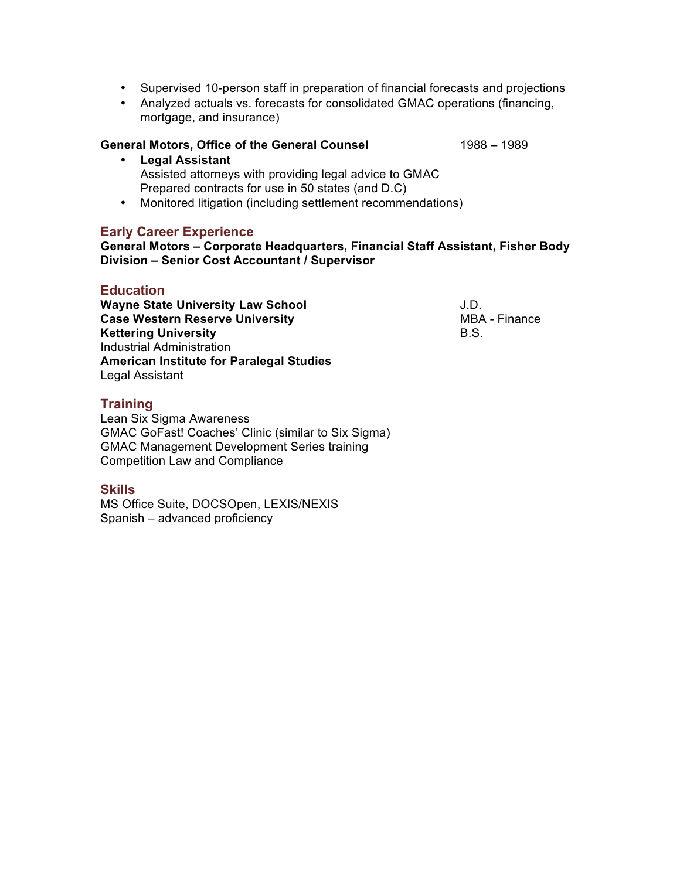- Supervised 10-person staff in preparation of financial forecasts and projections
- Analyzed actuals vs. forecasts for consolidated GMAC operations (financing, mortgage, and insurance)

**General Motors, Office of the General Counsel** 1988 – 1989

- **Legal Assistant**
  Assisted attorneys with providing legal advice to GMAC
  Prepared contracts for use in 50 states (and D.C)
- Monitored litigation (including settlement recommendations)

## Early Career Experience

**General Motors – Corporate Headquarters, Financial Staff Assistant, Fisher Body Division – Senior Cost Accountant / Supervisor**

## Education

**Wayne State University Law School** J.D.
**Case Western Reserve University** MBA - Finance
**Kettering University** B.S.
Industrial Administration
**American Institute for Paralegal Studies**
Legal Assistant

## Training

Lean Six Sigma Awareness
GMAC GoFast! Coaches' Clinic (similar to Six Sigma)
GMAC Management Development Series training
Competition Law and Compliance

## Skills

MS Office Suite, DOCSOpen, LEXIS/NEXIS
Spanish – advanced proficiency